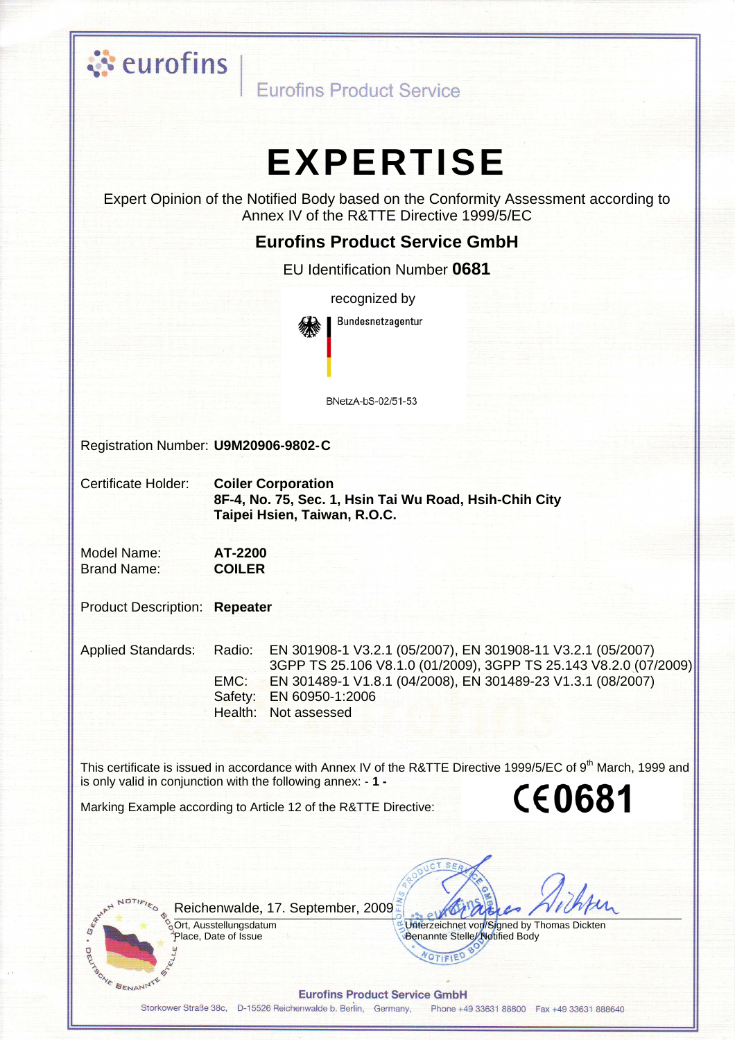eurofins | Eurofins Product Service

# EXPERTISE

Expert Opinion of the Notified Body based on the Conformity Assessment according to Annex IV of the R&TTE Directive 1999/5/EC

## Eurofins Product Service GmbH

EU Identification Number **0681**

recognized by

Bundesnetzagentur

BNetzA-bS-02/51-53

Registration Number: **U9M20906-9802-C**

Certificate Holder: **Coiler Corporation**
**8F-4, No. 75, Sec. 1, Hsin Tai Wu Road, Hsih-Chih City**
**Taipei Hsien, Taiwan, R.O.C.**

Model Name: **AT-2200**
Brand Name: **COILER**

Product Description: **Repeater**

Applied Standards:
- Radio: EN 301908-1 V3.2.1 (05/2007), EN 301908-11 V3.2.1 (05/2007) 3GPP TS 25.106 V8.1.0 (01/2009), 3GPP TS 25.143 V8.2.0 (07/2009)
- EMC: EN 301489-1 V1.8.1 (04/2008), EN 301489-23 V1.3.1 (08/2007)
- Safety: EN 60950-1:2006
- Health: Not assessed

This certificate is issued in accordance with Annex IV of the R&TTE Directive 1999/5/EC of 9th March, 1999 and is only valid in conjunction with the following annex: - **1** -

Marking Example according to Article 12 of the R&TTE Directive: **CE0681**

Reichenwalde, 17. September, 2009
Ort, Ausstellungsdatum
Place, Date of Issue

Unterzeichnet von/Signed by Thomas Dickten
Benannte Stelle/ Notified Body

**Eurofins Product Service GmbH**
Storkower Straße 38c, D-15526 Reichenwalde b. Berlin, Germany, Phone +49 33631 88800 Fax +49 33631 888640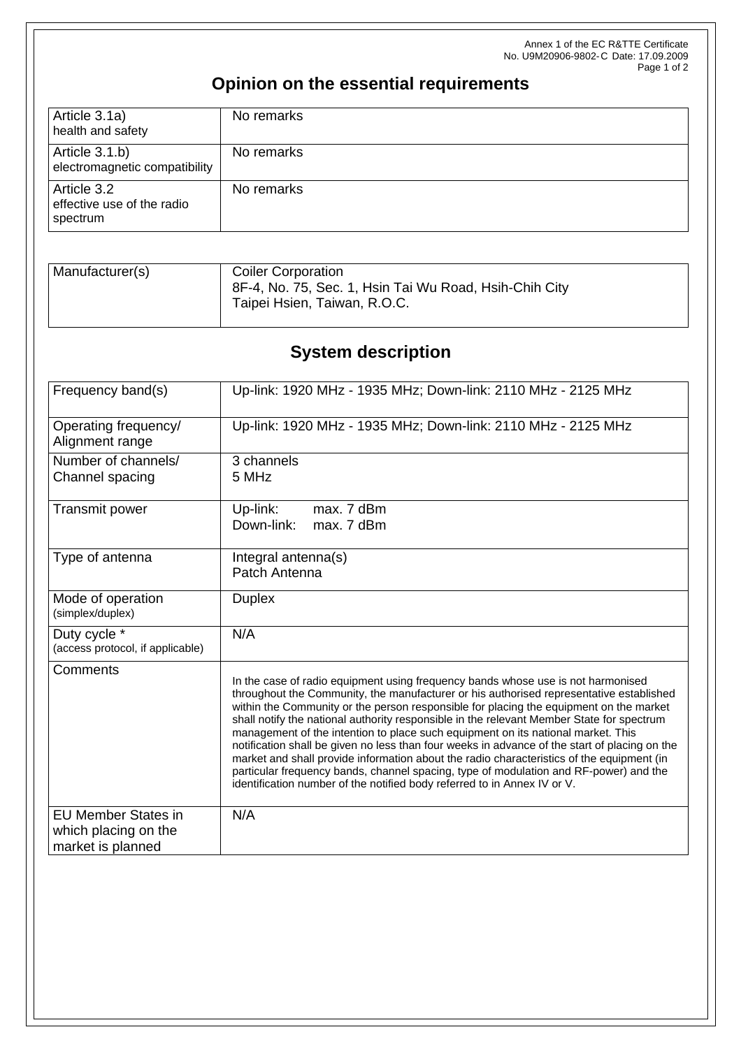Annex 1 of the EC R&TTE Certificate
No. U9M20906-9802-C Date: 17.09.2009

# Opinion on the essential requirements

| | |
|---|---|
| Article 3.1a) health and safety | No remarks |
| Article 3.1.b) electromagnetic compatibility | No remarks |
| Article 3.2 effective use of the radio spectrum | No remarks |

| | |
|---|---|
| Manufacturer(s) | Coiler Corporation<br>8F-4, No. 75, Sec. 1, Hsin Tai Wu Road, Hsih-Chih City<br>Taipei Hsien, Taiwan, R.O.C. |

# System description

| | |
|---|---|
| Frequency band(s) | Up-link: 1920 MHz - 1935 MHz; Down-link: 2110 MHz - 2125 MHz |
| Operating frequency/ Alignment range | Up-link: 1920 MHz - 1935 MHz; Down-link: 2110 MHz - 2125 MHz |
| Number of channels/ Channel spacing | 3 channels<br>5 MHz |
| Transmit power | Up-link: max. 7 dBm<br>Down-link: max. 7 dBm |
| Type of antenna | Integral antenna(s)<br>Patch Antenna |
| Mode of operation (simplex/duplex) | Duplex |
| Duty cycle * (access protocol, if applicable) | N/A |
| Comments | In the case of radio equipment using frequency bands whose use is not harmonised throughout the Community, the manufacturer or his authorised representative established within the Community or the person responsible for placing the equipment on the market shall notify the national authority responsible in the relevant Member State for spectrum management of the intention to place such equipment on its national market. This notification shall be given no less than four weeks in advance of the start of placing on the market and shall provide information about the radio characteristics of the equipment (in particular frequency bands, channel spacing, type of modulation and RF-power) and the identification number of the notified body referred to in Annex IV or V. |
| EU Member States in which placing on the market is planned | N/A |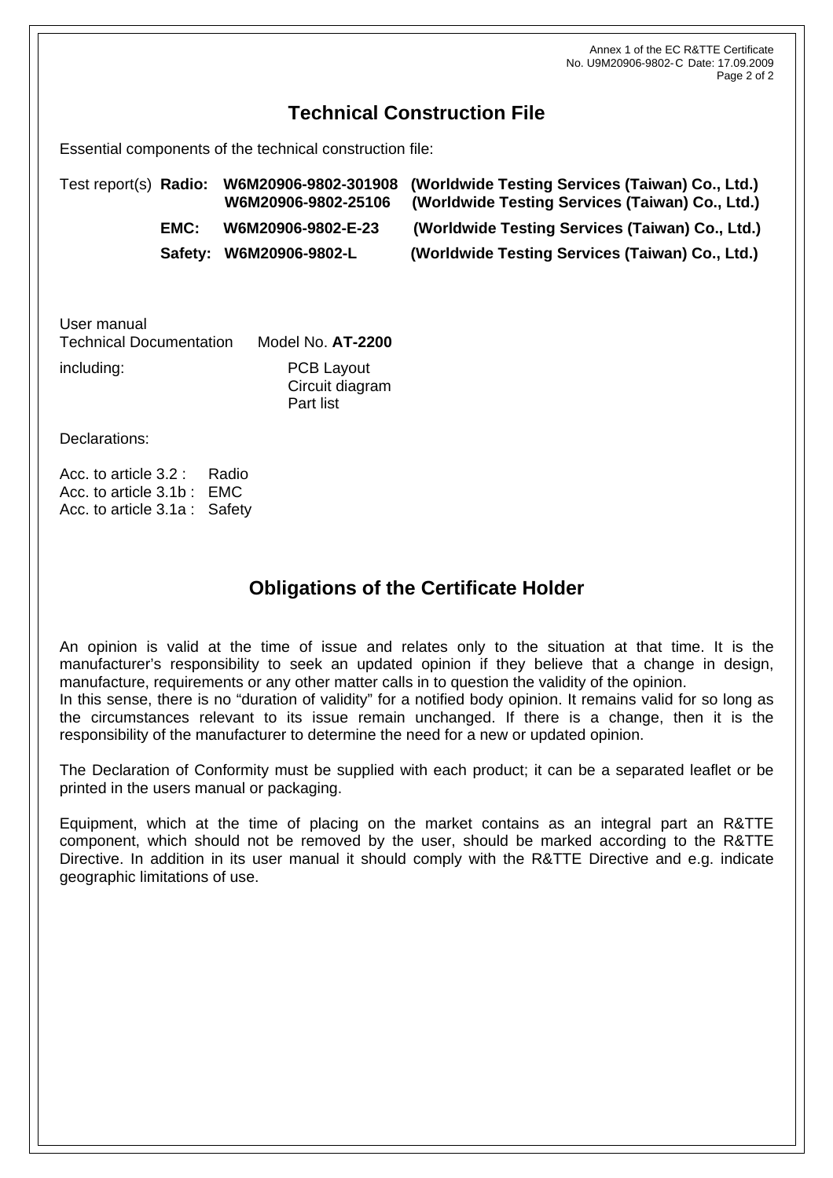Annex 1 of the EC R&TTE Certificate
No. U9M20906-9802-C Date: 17.09.2009

## Technical Construction File

Essential components of the technical construction file:

| | | | |
|---|---|---|---|
| Test report(s) | **Radio:** | **W6M20906-9802-301908** | **(Worldwide Testing Services (Taiwan) Co., Ltd.)** |
| | | **W6M20906-9802-25106** | **(Worldwide Testing Services (Taiwan) Co., Ltd.)** |
| | **EMC:** | **W6M20906-9802-E-23** | **(Worldwide Testing Services (Taiwan) Co., Ltd.)** |
| | **Safety:** | **W6M20906-9802-L** | **(Worldwide Testing Services (Taiwan) Co., Ltd.)** |

User manual
Technical Documentation Model No. **AT-2200**

including:
PCB Layout
Circuit diagram
Part list

Declarations:

Acc. to article 3.2 : Radio
Acc. to article 3.1b : EMC
Acc. to article 3.1a : Safety

## Obligations of the Certificate Holder

An opinion is valid at the time of issue and relates only to the situation at that time. It is the manufacturer's responsibility to seek an updated opinion if they believe that a change in design, manufacture, requirements or any other matter calls in to question the validity of the opinion.
In this sense, there is no "duration of validity" for a notified body opinion. It remains valid for so long as the circumstances relevant to its issue remain unchanged. If there is a change, then it is the responsibility of the manufacturer to determine the need for a new or updated opinion.

The Declaration of Conformity must be supplied with each product; it can be a separated leaflet or be printed in the users manual or packaging.

Equipment, which at the time of placing on the market contains as an integral part an R&TTE component, which should not be removed by the user, should be marked according to the R&TTE Directive. In addition in its user manual it should comply with the R&TTE Directive and e.g. indicate geographic limitations of use.